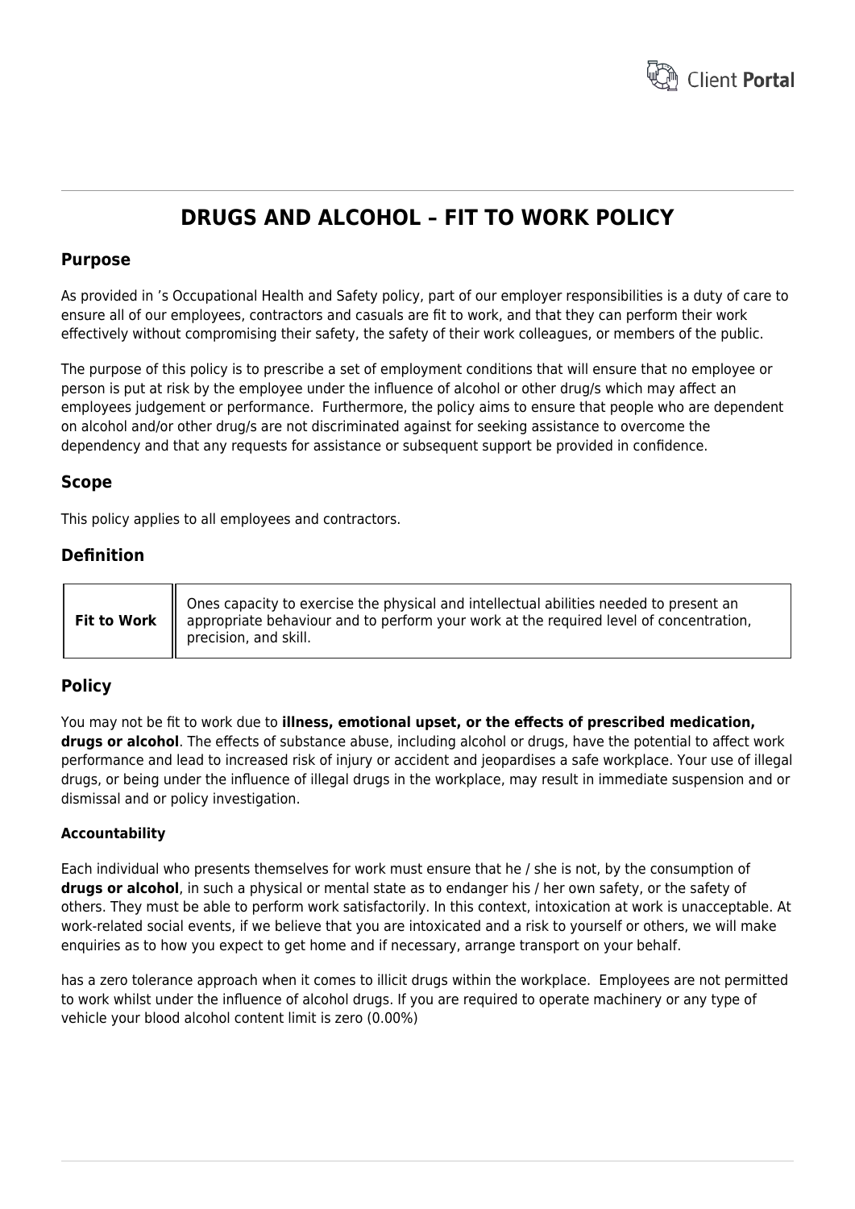# DRUGS AND ALCOHOL – FIT TO WORK POLICY

## Purpose

As provided in 's Occupational Health and Safety policy, part of our employer responsibilities is a duty of care to ensure all of our employees, contractors and casuals are fit to work, and that they can perform their work effectively without compromising their safety, the safety of their work colleagues, or members of the public.

The purpose of this policy is to prescribe a set of employment conditions that will ensure that no employee or person is put at risk by the employee under the influence of alcohol or other drug/s which may affect an employees judgement or performance.  Furthermore, the policy aims to ensure that people who are dependent on alcohol and/or other drug/s are not discriminated against for seeking assistance to overcome the dependency and that any requests for assistance or subsequent support be provided in confidence.

## Scope

This policy applies to all employees and contractors.

## Definition

| | |
|---|---|
| **Fit to Work** | Ones capacity to exercise the physical and intellectual abilities needed to present an appropriate behaviour and to perform your work at the required level of concentration, precision, and skill. |

## Policy

You may not be fit to work due to **illness, emotional upset, or the effects of prescribed medication, drugs or alcohol**. The effects of substance abuse, including alcohol or drugs, have the potential to affect work performance and lead to increased risk of injury or accident and jeopardises a safe workplace. Your use of illegal drugs, or being under the influence of illegal drugs in the workplace, may result in immediate suspension and or dismissal and or policy investigation.

### Accountability

Each individual who presents themselves for work must ensure that he / she is not, by the consumption of **drugs or alcohol**, in such a physical or mental state as to endanger his / her own safety, or the safety of others. They must be able to perform work satisfactorily. In this context, intoxication at work is unacceptable. At work-related social events, if we believe that you are intoxicated and a risk to yourself or others, we will make enquiries as to how you expect to get home and if necessary, arrange transport on your behalf.

has a zero tolerance approach when it comes to illicit drugs within the workplace.  Employees are not permitted to work whilst under the influence of alcohol drugs. If you are required to operate machinery or any type of vehicle your blood alcohol content limit is zero (0.00%)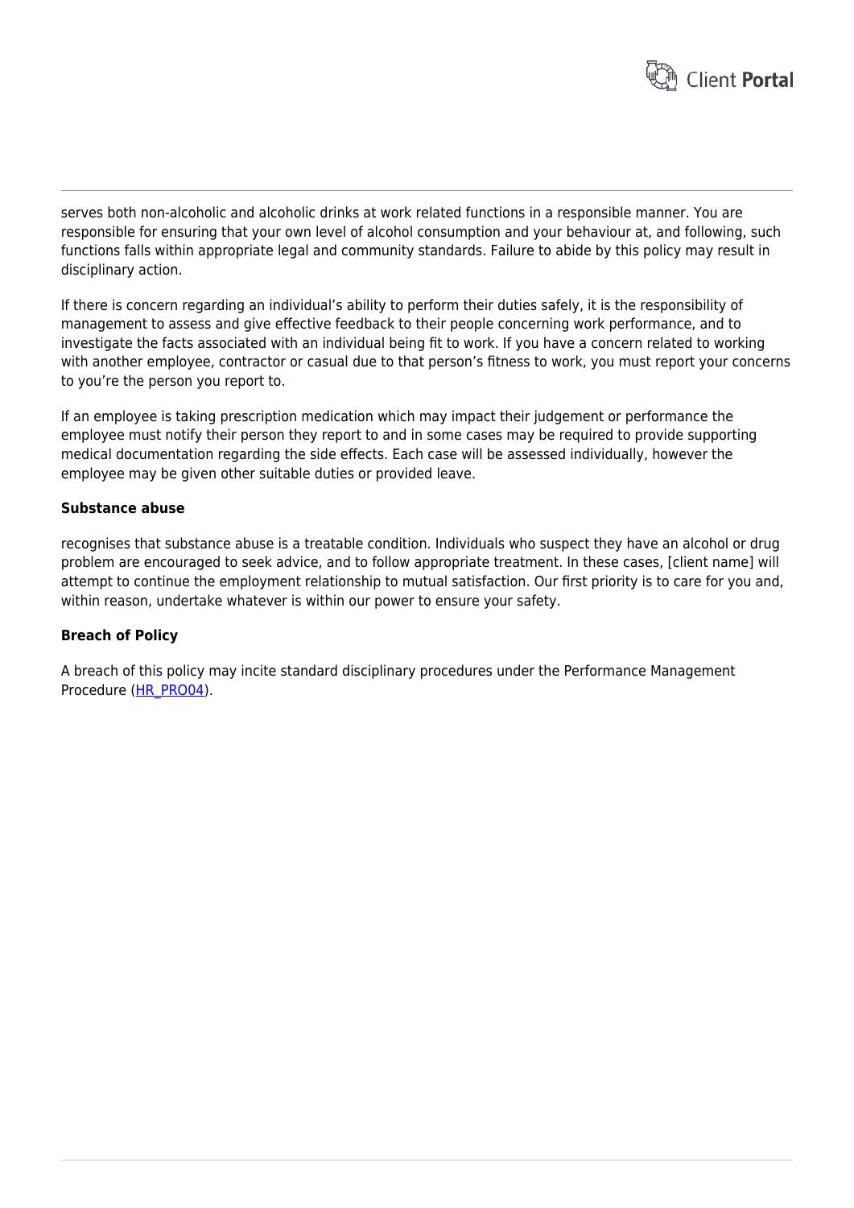serves both non-alcoholic and alcoholic drinks at work related functions in a responsible manner. You are responsible for ensuring that your own level of alcohol consumption and your behaviour at, and following, such functions falls within appropriate legal and community standards. Failure to abide by this policy may result in disciplinary action.

If there is concern regarding an individual's ability to perform their duties safely, it is the responsibility of management to assess and give effective feedback to their people concerning work performance, and to investigate the facts associated with an individual being fit to work. If you have a concern related to working with another employee, contractor or casual due to that person's fitness to work, you must report your concerns to you're the person you report to.

If an employee is taking prescription medication which may impact their judgement or performance the employee must notify their person they report to and in some cases may be required to provide supporting medical documentation regarding the side effects. Each case will be assessed individually, however the employee may be given other suitable duties or provided leave.

**Substance abuse**

recognises that substance abuse is a treatable condition. Individuals who suspect they have an alcohol or drug problem are encouraged to seek advice, and to follow appropriate treatment. In these cases, [client name] will attempt to continue the employment relationship to mutual satisfaction. Our first priority is to care for you and, within reason, undertake whatever is within our power to ensure your safety.

**Breach of Policy**

A breach of this policy may incite standard disciplinary procedures under the Performance Management Procedure (HR_PRO04).